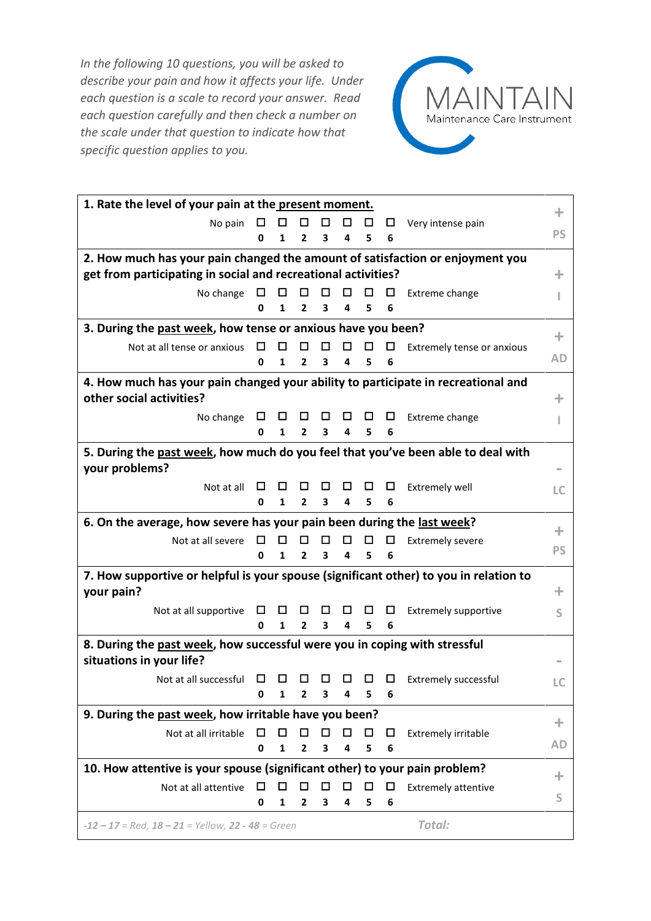*In the following 10 questions, you will be asked to describe your pain and how it affects your life. Under each question is a scale to record your answer. Read each question carefully and then check a number on the scale under that question to indicate how that specific question applies to you.*

MAINTAIN
Maintenance Care Instrument

| Question | | |
|---|---|---|
| **1. Rate the level of your pain at the present moment.**<br>No pain ☐ 0 ☐ 1 ☐ 2 ☐ 3 ☐ 4 ☐ 5 ☐ 6 Very intense pain | + | PS |
| **2. How much has your pain changed the amount of satisfaction or enjoyment you get from participating in social and recreational activities?**<br>No change ☐ 0 ☐ 1 ☐ 2 ☐ 3 ☐ 4 ☐ 5 ☐ 6 Extreme change | + | I |
| **3. During the past week, how tense or anxious have you been?**<br>Not at all tense or anxious ☐ 0 ☐ 1 ☐ 2 ☐ 3 ☐ 4 ☐ 5 ☐ 6 Extremely tense or anxious | + | AD |
| **4. How much has your pain changed your ability to participate in recreational and other social activities?**<br>No change ☐ 0 ☐ 1 ☐ 2 ☐ 3 ☐ 4 ☐ 5 ☐ 6 Extreme change | + | I |
| **5. During the past week, how much do you feel that you've been able to deal with your problems?**<br>Not at all ☐ 0 ☐ 1 ☐ 2 ☐ 3 ☐ 4 ☐ 5 ☐ 6 Extremely well | - | LC |
| **6. On the average, how severe has your pain been during the last week?**<br>Not at all severe ☐ 0 ☐ 1 ☐ 2 ☐ 3 ☐ 4 ☐ 5 ☐ 6 Extremely severe | + | PS |
| **7. How supportive or helpful is your spouse (significant other) to you in relation to your pain?**<br>Not at all supportive ☐ 0 ☐ 1 ☐ 2 ☐ 3 ☐ 4 ☐ 5 ☐ 6 Extremely supportive | + | S |
| **8. During the past week, how successful were you in coping with stressful situations in your life?**<br>Not at all successful ☐ 0 ☐ 1 ☐ 2 ☐ 3 ☐ 4 ☐ 5 ☐ 6 Extremely successful | - | LC |
| **9. During the past week, how irritable have you been?**<br>Not at all irritable ☐ 0 ☐ 1 ☐ 2 ☐ 3 ☐ 4 ☐ 5 ☐ 6 Extremely irritable | + | AD |
| **10. How attentive is your spouse (significant other) to your pain problem?**<br>Not at all attentive ☐ 0 ☐ 1 ☐ 2 ☐ 3 ☐ 4 ☐ 5 ☐ 6 Extremely attentive | + | S |
| *-**12 – 17** = Red, **18 – 21** = Yellow, **22 - 48** = Green* | ***Total:*** | |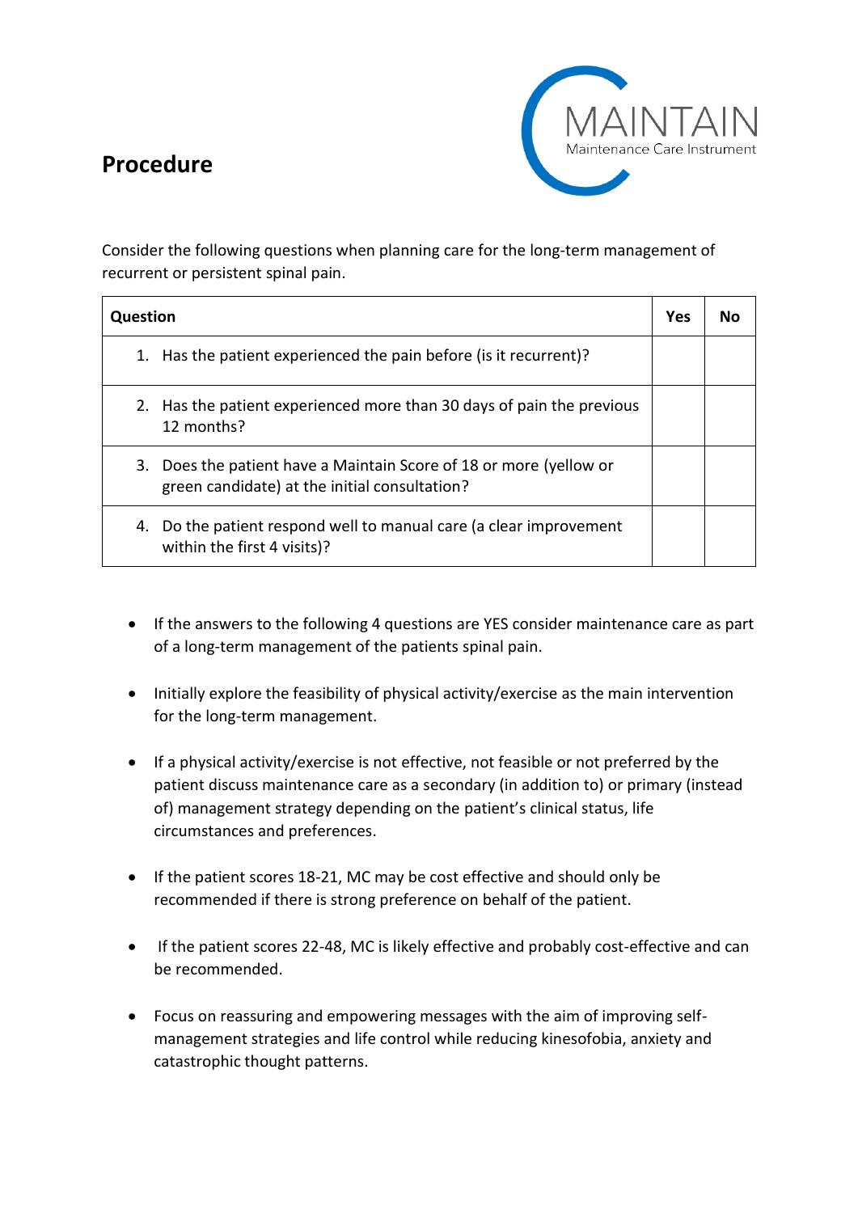## Procedure

MAINTAIN
Maintenance Care Instrument

Consider the following questions when planning care for the long-term management of recurrent or persistent spinal pain.

| Question | Yes | No |
|---|---|---|
| 1. Has the patient experienced the pain before (is it recurrent)? | | |
| 2. Has the patient experienced more than 30 days of pain the previous 12 months? | | |
| 3. Does the patient have a Maintain Score of 18 or more (yellow or green candidate) at the initial consultation? | | |
| 4. Do the patient respond well to manual care (a clear improvement within the first 4 visits)? | | |

- If the answers to the following 4 questions are YES consider maintenance care as part of a long-term management of the patients spinal pain.
- Initially explore the feasibility of physical activity/exercise as the main intervention for the long-term management.
- If a physical activity/exercise is not effective, not feasible or not preferred by the patient discuss maintenance care as a secondary (in addition to) or primary (instead of) management strategy depending on the patient's clinical status, life circumstances and preferences.
- If the patient scores 18-21, MC may be cost effective and should only be recommended if there is strong preference on behalf of the patient.
- If the patient scores 22-48, MC is likely effective and probably cost-effective and can be recommended.
- Focus on reassuring and empowering messages with the aim of improving self-management strategies and life control while reducing kinesofobia, anxiety and catastrophic thought patterns.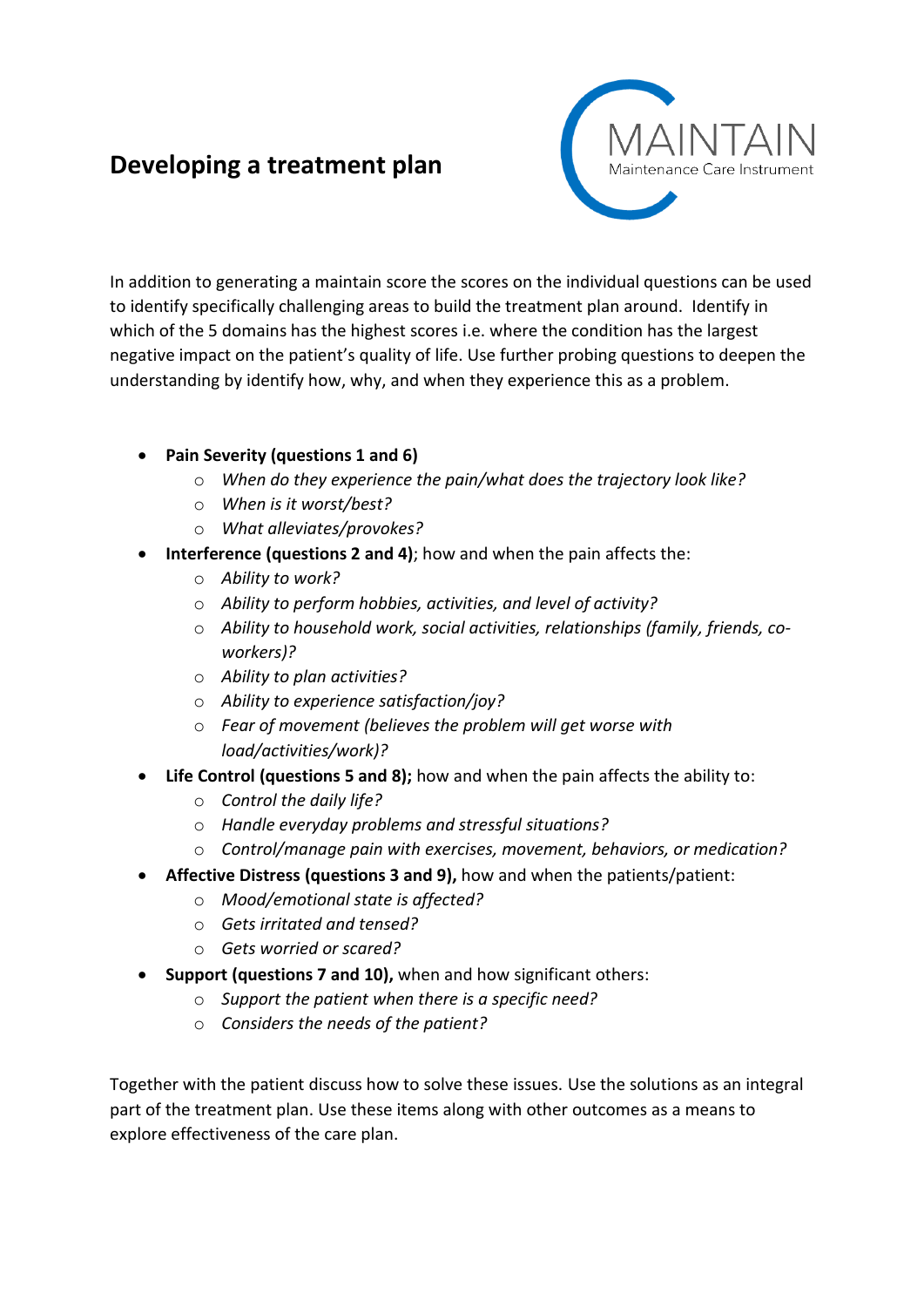# Developing a treatment plan

MAINTAIN
Maintenance Care Instrument

In addition to generating a maintain score the scores on the individual questions can be used to identify specifically challenging areas to build the treatment plan around. Identify in which of the 5 domains has the highest scores i.e. where the condition has the largest negative impact on the patient's quality of life. Use further probing questions to deepen the understanding by identify how, why, and when they experience this as a problem.

- **Pain Severity (questions 1 and 6)**
  - *When do they experience the pain/what does the trajectory look like?*
  - *When is it worst/best?*
  - *What alleviates/provokes?*
- **Interference (questions 2 and 4)**; how and when the pain affects the:
  - *Ability to work?*
  - *Ability to perform hobbies, activities, and level of activity?*
  - *Ability to household work, social activities, relationships (family, friends, co-workers)?*
  - *Ability to plan activities?*
  - *Ability to experience satisfaction/joy?*
  - *Fear of movement (believes the problem will get worse with load/activities/work)?*
- **Life Control (questions 5 and 8);** how and when the pain affects the ability to:
  - *Control the daily life?*
  - *Handle everyday problems and stressful situations?*
  - *Control/manage pain with exercises, movement, behaviors, or medication?*
- **Affective Distress (questions 3 and 9),** how and when the patients/patient:
  - *Mood/emotional state is affected?*
  - *Gets irritated and tensed?*
  - *Gets worried or scared?*
- **Support (questions 7 and 10),** when and how significant others:
  - *Support the patient when there is a specific need?*
  - *Considers the needs of the patient?*

Together with the patient discuss how to solve these issues. Use the solutions as an integral part of the treatment plan. Use these items along with other outcomes as a means to explore effectiveness of the care plan.